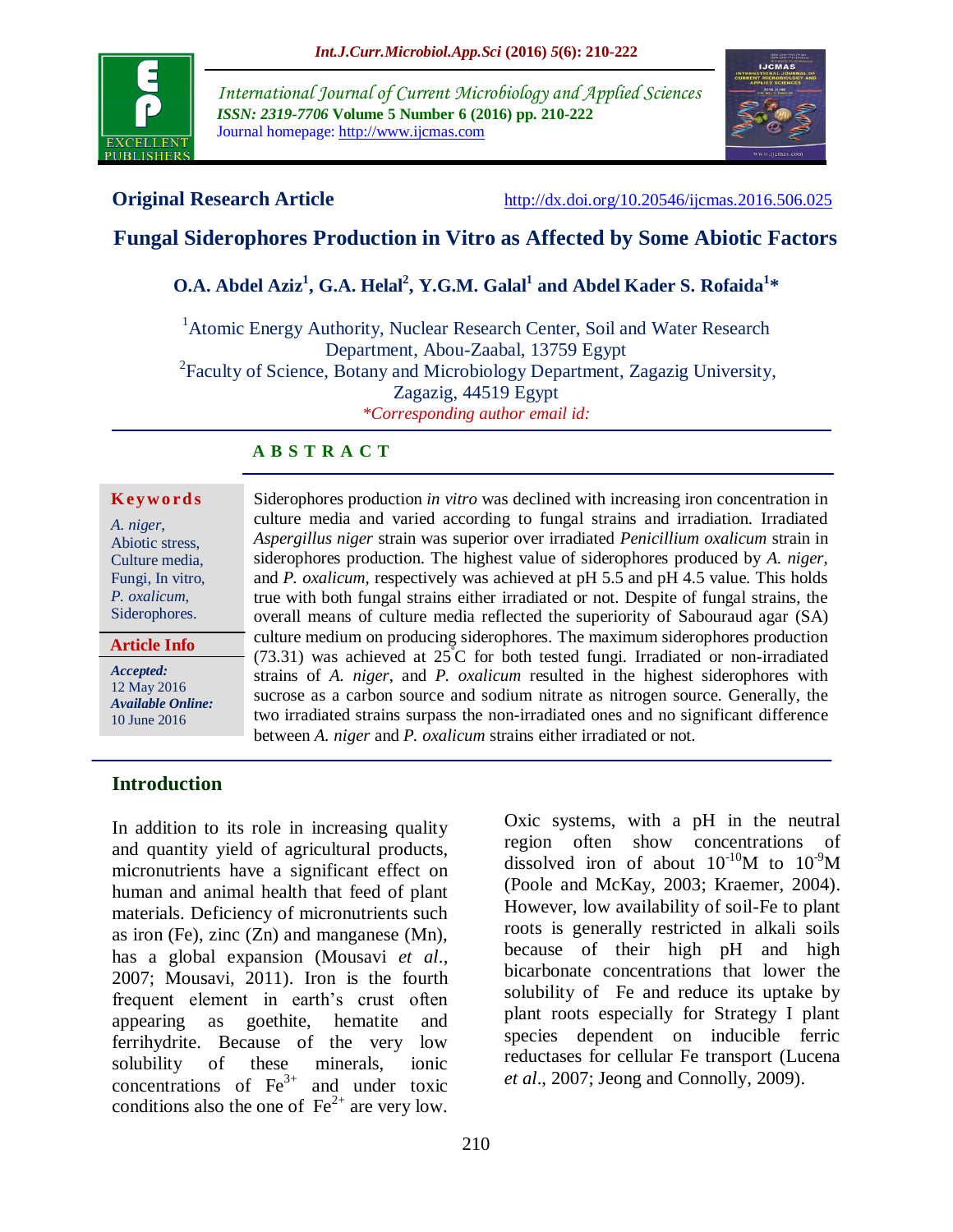**Original Research Article**

http://dx.doi.org/10.20546/ijcmas.2016.506.025

# Fungal Siderophores Production in Vitro as Affected by Some Abiotic Factors

**O.A. Abdel Aziz[1], G.A. Helal[2], Y.G.M. Galal[1] and Abdel Kader S. Rofaida[1]***

[1]Atomic Energy Authority, Nuclear Research Center, Soil and Water Research Department, Abou-Zaabal, 13759 Egypt

[2]Faculty of Science, Botany and Microbiology Department, Zagazig University, Zagazig, 44519 Egypt

*\*Corresponding author email id:*

## A B S T R A C T

**Keywords**

*A. niger*, Abiotic stress, Culture media, Fungi, In vitro, *P. oxalicum*, Siderophores.

**Article Info**

***Accepted:*** 12 May 2016

***Available Online:*** 10 June 2016

Siderophores production *in vitro* was declined with increasing iron concentration in culture media and varied according to fungal strains and irradiation. Irradiated *Aspergillus niger* strain was superior over irradiated *Penicillium oxalicum* strain in siderophores production. The highest value of siderophores produced by *A. niger*, and *P. oxalicum*, respectively was achieved at pH 5.5 and pH 4.5 value. This holds true with both fungal strains either irradiated or not. Despite of fungal strains, the overall means of culture media reflected the superiority of Sabouraud agar (SA) culture medium on producing siderophores. The maximum siderophores production (73.31) was achieved at 25°C for both tested fungi. Irradiated or non-irradiated strains of *A. niger*, and *P. oxalicum* resulted in the highest siderophores with sucrose as a carbon source and sodium nitrate as nitrogen source. Generally, the two irradiated strains surpass the non-irradiated ones and no significant difference between *A. niger* and *P. oxalicum* strains either irradiated or not.

## Introduction

In addition to its role in increasing quality and quantity yield of agricultural products, micronutrients have a significant effect on human and animal health that feed of plant materials. Deficiency of micronutrients such as iron (Fe), zinc (Zn) and manganese (Mn), has a global expansion (Mousavi *et al*., 2007; Mousavi, 2011). Iron is the fourth frequent element in earth's crust often appearing as goethite, hematite and ferrihydrite. Because of the very low solubility of these minerals, ionic concentrations of $Fe^{3+}$ and under toxic conditions also the one of $Fe^{2+}$ are very low.

Oxic systems, with a pH in the neutral region often show concentrations of dissolved iron of about $10^{-10}$M to $10^{-9}$M (Poole and McKay, 2003; Kraemer, 2004). However, low availability of soil-Fe to plant roots is generally restricted in alkali soils because of their high pH and high bicarbonate concentrations that lower the solubility of Fe and reduce its uptake by plant roots especially for Strategy I plant species dependent on inducible ferric reductases for cellular Fe transport (Lucena *et al*., 2007; Jeong and Connolly, 2009).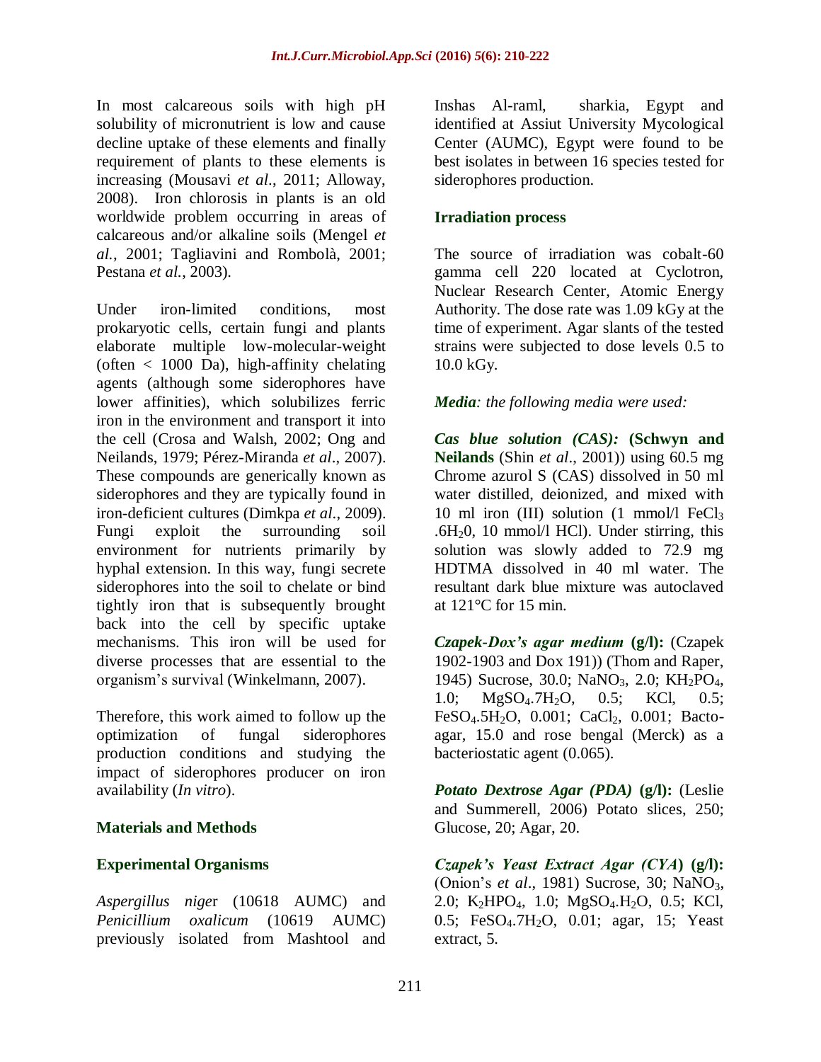In most calcareous soils with high pH solubility of micronutrient is low and cause decline uptake of these elements and finally requirement of plants to these elements is increasing (Mousavi *et al*., 2011; Alloway, 2008). Iron chlorosis in plants is an old worldwide problem occurring in areas of calcareous and/or alkaline soils (Mengel *et al.*, 2001; Tagliavini and Rombolà, 2001; Pestana *et al.*, 2003).

Under iron-limited conditions, most prokaryotic cells, certain fungi and plants elaborate multiple low-molecular-weight (often < 1000 Da), high-affinity chelating agents (although some siderophores have lower affinities), which solubilizes ferric iron in the environment and transport it into the cell (Crosa and Walsh, 2002; Ong and Neilands, 1979; Pérez-Miranda *et al*., 2007). These compounds are generically known as siderophores and they are typically found in iron-deficient cultures (Dimkpa *et al*., 2009). Fungi exploit the surrounding soil environment for nutrients primarily by hyphal extension. In this way, fungi secrete siderophores into the soil to chelate or bind tightly iron that is subsequently brought back into the cell by specific uptake mechanisms. This iron will be used for diverse processes that are essential to the organism's survival (Winkelmann, 2007).

Therefore, this work aimed to follow up the optimization of fungal siderophores production conditions and studying the impact of siderophores producer on iron availability (*In vitro*).

## Materials and Methods

### Experimental Organisms

*Aspergillus nige*r (10618 AUMC) and *Penicillium oxalicum* (10619 AUMC) previously isolated from Mashtool and Inshas Al-raml, sharkia, Egypt and identified at Assiut University Mycological Center (AUMC), Egypt were found to be best isolates in between 16 species tested for siderophores production.

### Irradiation process

The source of irradiation was cobalt-60 gamma cell 220 located at Cyclotron, Nuclear Research Center, Atomic Energy Authority. The dose rate was 1.09 kGy at the time of experiment. Agar slants of the tested strains were subjected to dose levels 0.5 to 10.0 kGy.

***Media**: the following media were used:*

***Cas blue solution (CAS):*** **(Schwyn and Neilands** (Shin *et al*., 2001)) using 60.5 mg Chrome azurol S (CAS) dissolved in 50 ml water distilled, deionized, and mixed with 10 ml iron (III) solution (1 mmol/l $FeCl_3 .6H_20$, 10 mmol/l HCl). Under stirring, this solution was slowly added to 72.9 mg HDTMA dissolved in 40 ml water. The resultant dark blue mixture was autoclaved at 121°C for 15 min.

***Czapek-Dox's agar medium*** **(g/l):** (Czapek 1902-1903 and Dox 191)) (Thom and Raper, 1945) Sucrose, 30.0; $NaNO_3$, 2.0; $KH_2PO_4$, 1.0; $MgSO_4.7H_2O$, 0.5; KCl, 0.5; $FeSO_4.5H_2O$, 0.001; $CaCl_2$, 0.001; Bacto-agar, 15.0 and rose bengal (Merck) as a bacteriostatic agent (0.065).

***Potato Dextrose Agar (PDA)*** **(g/l):** (Leslie and Summerell, 2006) Potato slices, 250; Glucose, 20; Agar, 20.

***Czapek's Yeast Extract Agar (CYA*****) (g/l):** (Onion's *et al*., 1981) Sucrose, 30; $NaNO_3$, 2.0; $K_2HPO_4$, 1.0; $MgSO_4.H_2O$, 0.5; KCl, 0.5; $FeSO_4.7H_2O$, 0.01; agar, 15; Yeast extract, 5.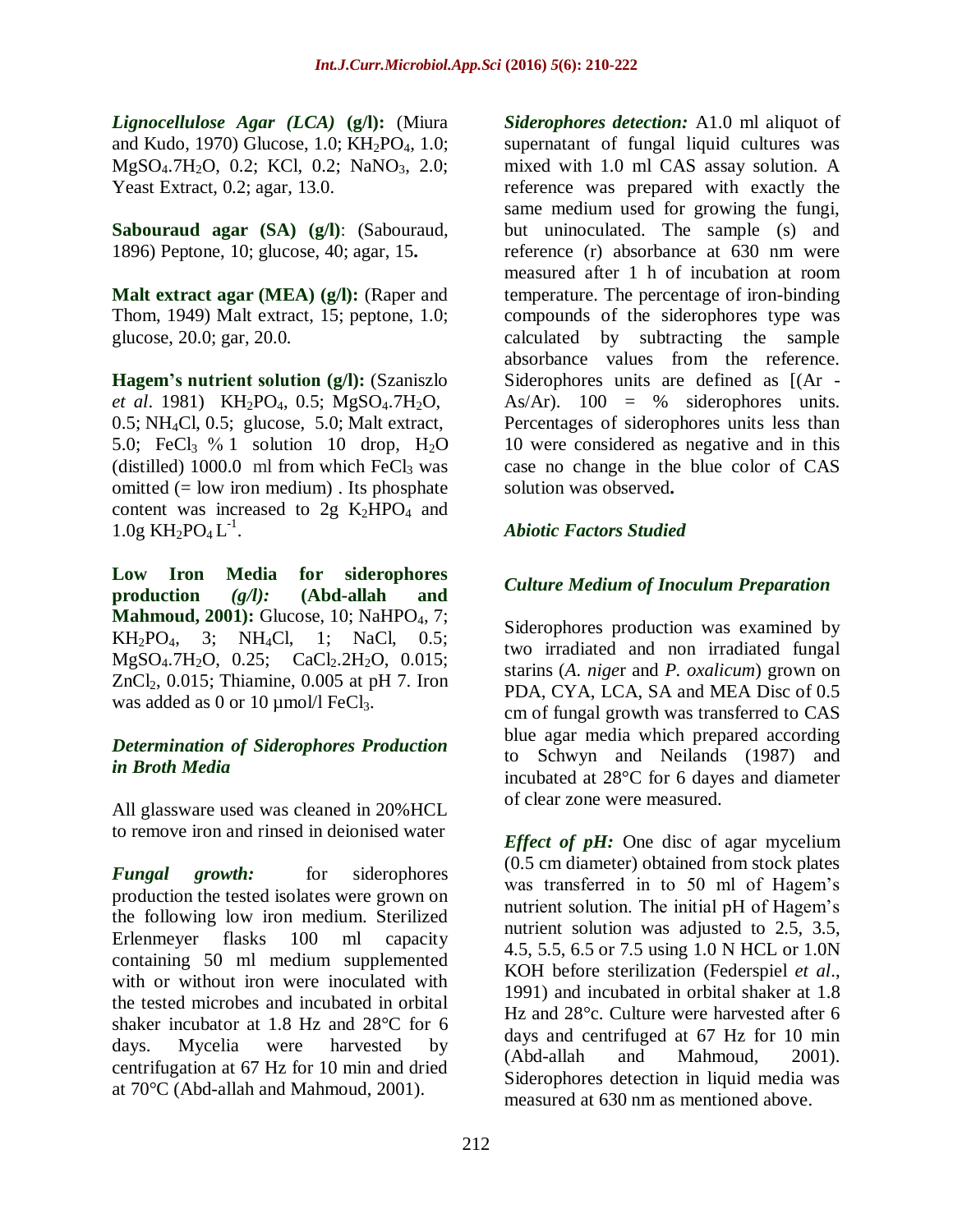***Lignocellulose Agar (LCA)* (g/l):** (Miura and Kudo, 1970) Glucose, 1.0; $KH_2PO_4$, 1.0; $MgSO_4.7H_2O$, 0.2; KCl, 0.2; $NaNO_3$, 2.0; Yeast Extract, 0.2; agar, 13.0.

**Sabouraud agar (SA) (g/l)**: (Sabouraud, 1896) Peptone, 10; glucose, 40; agar, 15**.**

**Malt extract agar (MEA) (g/l):** (Raper and Thom, 1949) Malt extract, 15; peptone, 1.0; glucose, 20.0; gar, 20.0.

**Hagem's nutrient solution (g/l):** (Szaniszlo *et al*. 1981) $KH_2PO_4$, 0.5; $MgSO_4.7H_2O$, 0.5; $NH_4Cl$, 0.5; glucose, 5.0; Malt extract, 5.0; $FeCl_3$ % 1 solution 10 drop, $H_2O$ (distilled) 1000.0 ml from which $FeCl_3$ was omitted (= low iron medium) . Its phosphate content was increased to 2g $K_2HPO_4$ and 1.0g $KH_2PO_4$ $L^{-1}$.

**Low Iron Media for siderophores production *(g/l):* (Abd-allah and Mahmoud, 2001):** Glucose, 10; $NaHPO_4$, 7; $KH_2PO_4$, 3; $NH_4Cl$, 1; NaCl, 0.5; $MgSO_4.7H_2O$, 0.25; $CaCl_2.2H_2O$, 0.015; $ZnCl_2$, 0.015; Thiamine, 0.005 at pH 7. Iron was added as 0 or 10 µmol/l $FeCl_3$.

### *Determination of Siderophores Production in Broth Media*

All glassware used was cleaned in 20%HCL to remove iron and rinsed in deionised water

***Fungal growth:*** for siderophores production the tested isolates were grown on the following low iron medium. Sterilized Erlenmeyer flasks 100 ml capacity containing 50 ml medium supplemented with or without iron were inoculated with the tested microbes and incubated in orbital shaker incubator at 1.8 Hz and 28°C for 6 days. Mycelia were harvested by centrifugation at 67 Hz for 10 min and dried at 70°C (Abd-allah and Mahmoud, 2001).

***Siderophores detection:*** A1.0 ml aliquot of supernatant of fungal liquid cultures was mixed with 1.0 ml CAS assay solution. A reference was prepared with exactly the same medium used for growing the fungi, but uninoculated. The sample (s) and reference (r) absorbance at 630 nm were measured after 1 h of incubation at room temperature. The percentage of iron-binding compounds of the siderophores type was calculated by subtracting the sample absorbance values from the reference. Siderophores units are defined as [(Ar - As/Ar). 100 = % siderophores units. Percentages of siderophores units less than 10 were considered as negative and in this case no change in the blue color of CAS solution was observed**.**

### *Abiotic Factors Studied*

### *Culture Medium of Inoculum Preparation*

Siderophores production was examined by two irradiated and non irradiated fungal starins (*A. nige*r and *P. oxalicum*) grown on PDA, CYA, LCA, SA and MEA Disc of 0.5 cm of fungal growth was transferred to CAS blue agar media which prepared according to Schwyn and Neilands (1987) and incubated at 28°C for 6 dayes and diameter of clear zone were measured.

***Effect of pH:*** One disc of agar mycelium (0.5 cm diameter) obtained from stock plates was transferred in to 50 ml of Hagem's nutrient solution. The initial pH of Hagem's nutrient solution was adjusted to 2.5, 3.5, 4.5, 5.5, 6.5 or 7.5 using 1.0 N HCL or 1.0N KOH before sterilization (Federspiel *et al*., 1991) and incubated in orbital shaker at 1.8 Hz and 28°c. Culture were harvested after 6 days and centrifuged at 67 Hz for 10 min (Abd-allah and Mahmoud, 2001). Siderophores detection in liquid media was measured at 630 nm as mentioned above.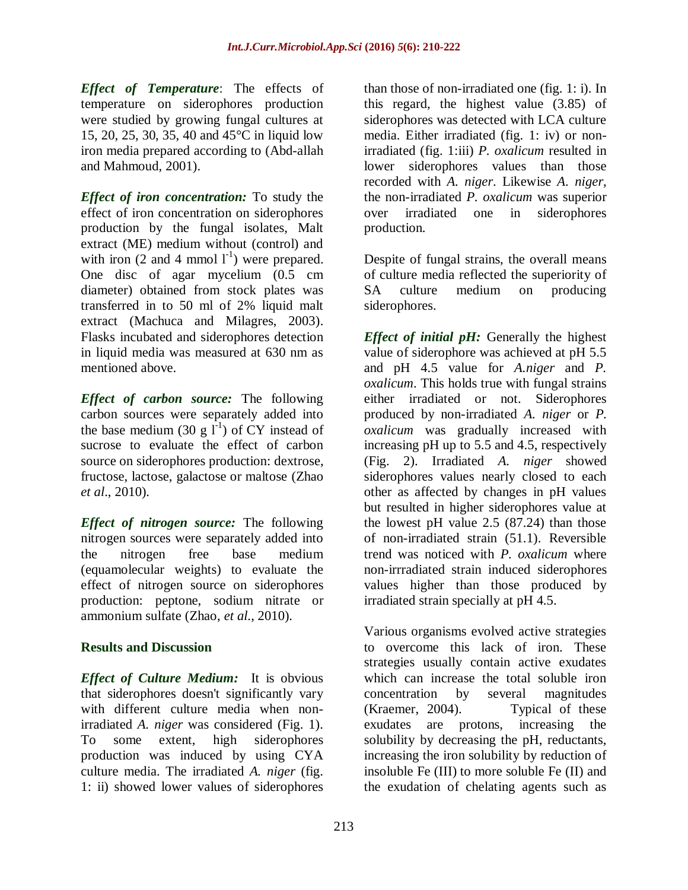***Effect of Temperature***: The effects of temperature on siderophores production were studied by growing fungal cultures at 15, 20, 25, 30, 35, 40 and 45°C in liquid low iron media prepared according to (Abd-allah and Mahmoud, 2001).

***Effect of iron concentration:*** To study the effect of iron concentration on siderophores production by the fungal isolates, Malt extract (ME) medium without (control) and with iron (2 and 4 mmol $l^{-1}$) were prepared. One disc of agar mycelium (0.5 cm diameter) obtained from stock plates was transferred in to 50 ml of 2% liquid malt extract (Machuca and Milagres, 2003). Flasks incubated and siderophores detection in liquid media was measured at 630 nm as mentioned above.

***Effect of carbon source:*** The following carbon sources were separately added into the base medium (30 g $l^{-1}$) of CY instead of sucrose to evaluate the effect of carbon source on siderophores production: dextrose, fructose, lactose, galactose or maltose (Zhao *et al*., 2010).

***Effect of nitrogen source:*** The following nitrogen sources were separately added into the nitrogen free base medium (equamolecular weights) to evaluate the effect of nitrogen source on siderophores production: peptone, sodium nitrate or ammonium sulfate (Zhao, *et al*., 2010).

## Results and Discussion

***Effect of Culture Medium:*** It is obvious that siderophores doesn't significantly vary with different culture media when non-irradiated *A. niger* was considered (Fig. 1). To some extent, high siderophores production was induced by using CYA culture media. The irradiated *A. niger* (fig. 1: ii) showed lower values of siderophores than those of non-irradiated one (fig. 1: i). In this regard, the highest value (3.85) of siderophores was detected with LCA culture media. Either irradiated (fig. 1: iv) or non-irradiated (fig. 1:iii) *P. oxalicum* resulted in lower siderophores values than those recorded with *A. niger*. Likewise *A. niger*, the non-irradiated *P. oxalicum* was superior over irradiated one in siderophores production.

Despite of fungal strains, the overall means of culture media reflected the superiority of SA culture medium on producing siderophores.

***Effect of initial pH:*** Generally the highest value of siderophore was achieved at pH 5.5 and pH 4.5 value for *A.niger* and *P. oxalicum*. This holds true with fungal strains either irradiated or not. Siderophores produced by non-irradiated *A. niger* or *P. oxalicum* was gradually increased with increasing pH up to 5.5 and 4.5, respectively (Fig. 2). Irradiated *A. niger* showed siderophores values nearly closed to each other as affected by changes in pH values but resulted in higher siderophores value at the lowest pH value 2.5 (87.24) than those of non-irradiated strain (51.1). Reversible trend was noticed with *P. oxalicum* where non-irrradiated strain induced siderophores values higher than those produced by irradiated strain specially at pH 4.5.

Various organisms evolved active strategies to overcome this lack of iron. These strategies usually contain active exudates which can increase the total soluble iron concentration by several magnitudes (Kraemer, 2004). Typical of these exudates are protons, increasing the solubility by decreasing the pH, reductants, increasing the iron solubility by reduction of insoluble Fe (III) to more soluble Fe (II) and the exudation of chelating agents such as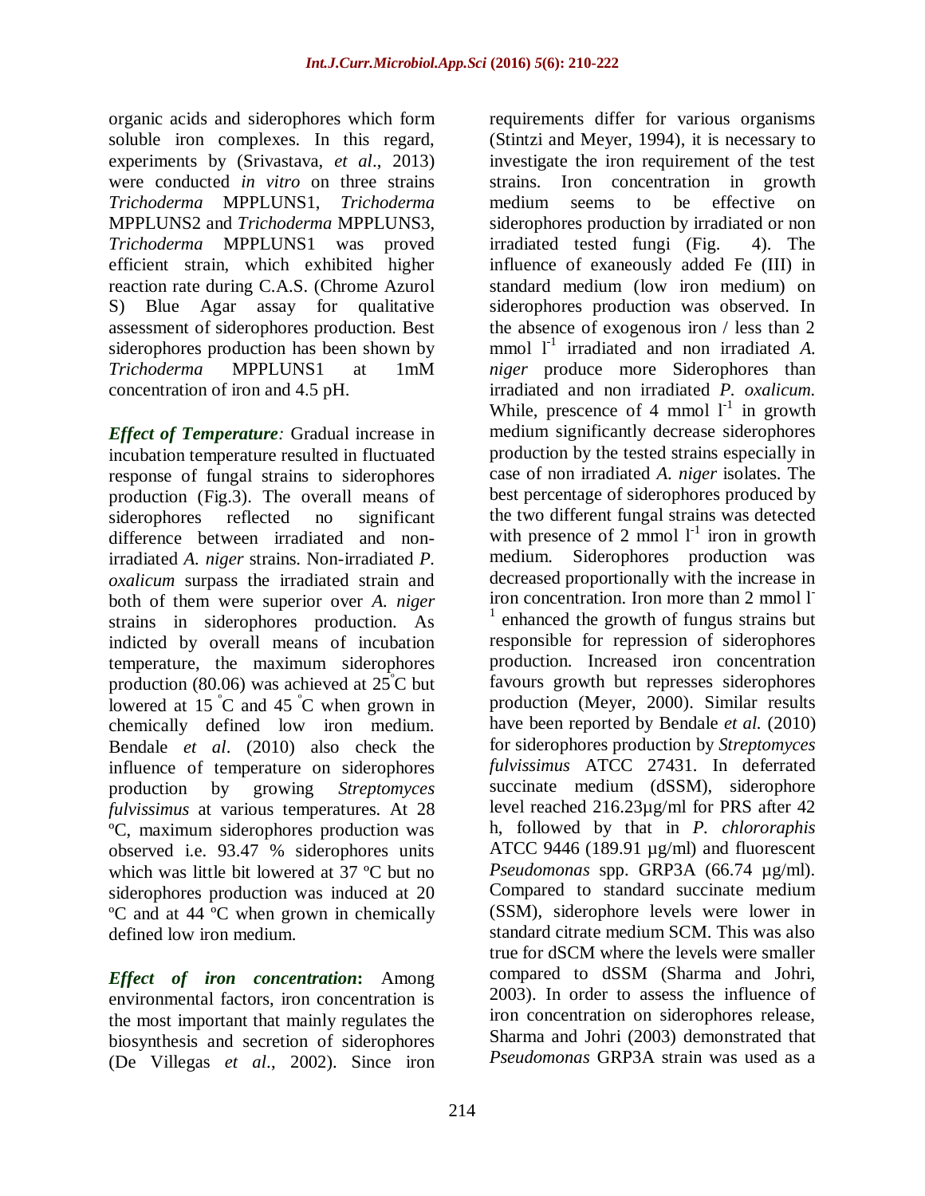organic acids and siderophores which form soluble iron complexes. In this regard, experiments by (Srivastava, *et al*., 2013) were conducted *in vitro* on three strains *Trichoderma* MPPLUNS1, *Trichoderma* MPPLUNS2 and *Trichoderma* MPPLUNS3, *Trichoderma* MPPLUNS1 was proved efficient strain, which exhibited higher reaction rate during C.A.S. (Chrome Azurol S) Blue Agar assay for qualitative assessment of siderophores production. Best siderophores production has been shown by *Trichoderma* MPPLUNS1 at 1mM concentration of iron and 4.5 pH.

***Effect of Temperature:*** Gradual increase in incubation temperature resulted in fluctuated response of fungal strains to siderophores production (Fig.3). The overall means of siderophores reflected no significant difference between irradiated and non-irradiated *A. niger* strains. Non-irradiated *P. oxalicum* surpass the irradiated strain and both of them were superior over *A. niger* strains in siderophores production. As indicted by overall means of incubation temperature, the maximum siderophores production (80.06) was achieved at 25°C but lowered at 15 °C and 45 °C when grown in chemically defined low iron medium. Bendale *et al*. (2010) also check the influence of temperature on siderophores production by growing *Streptomyces fulvissimus* at various temperatures. At 28 ºC, maximum siderophores production was observed i.e. 93.47 % siderophores units which was little bit lowered at 37 ºC but no siderophores production was induced at 20 ºC and at 44 ºC when grown in chemically defined low iron medium.

***Effect of iron concentration*:** Among environmental factors, iron concentration is the most important that mainly regulates the biosynthesis and secretion of siderophores (De Villegas *et al*., 2002). Since iron requirements differ for various organisms (Stintzi and Meyer, 1994), it is necessary to investigate the iron requirement of the test strains. Iron concentration in growth medium seems to be effective on siderophores production by irradiated or non irradiated tested fungi (Fig. 4). The influence of exaneously added Fe (III) in standard medium (low iron medium) on siderophores production was observed. In the absence of exogenous iron / less than 2 mmol $l^{-1}$ irradiated and non irradiated *A. niger* produce more Siderophores than irradiated and non irradiated *P. oxalicum.* While, prescence of 4 mmol $l^{-1}$ in growth medium significantly decrease siderophores production by the tested strains especially in case of non irradiated *A. niger* isolates. The best percentage of siderophores produced by the two different fungal strains was detected with presence of 2 mmol $l^{-1}$ iron in growth medium. Siderophores production was decreased proportionally with the increase in iron concentration. Iron more than 2 mmol $l^{-1}$ enhanced the growth of fungus strains but responsible for repression of siderophores production. Increased iron concentration favours growth but represses siderophores production (Meyer, 2000). Similar results have been reported by Bendale *et al.* (2010) for siderophores production by *Streptomyces fulvissimus* ATCC 27431. In deferrated succinate medium (dSSM), siderophore level reached 216.23µg/ml for PRS after 42 h, followed by that in *P. chlororaphis* ATCC 9446 (189.91 µg/ml) and fluorescent *Pseudomonas* spp. GRP3A (66.74 µg/ml). Compared to standard succinate medium (SSM), siderophore levels were lower in standard citrate medium SCM. This was also true for dSCM where the levels were smaller compared to dSSM (Sharma and Johri, 2003). In order to assess the influence of iron concentration on siderophores release, Sharma and Johri (2003) demonstrated that *Pseudomonas* GRP3A strain was used as a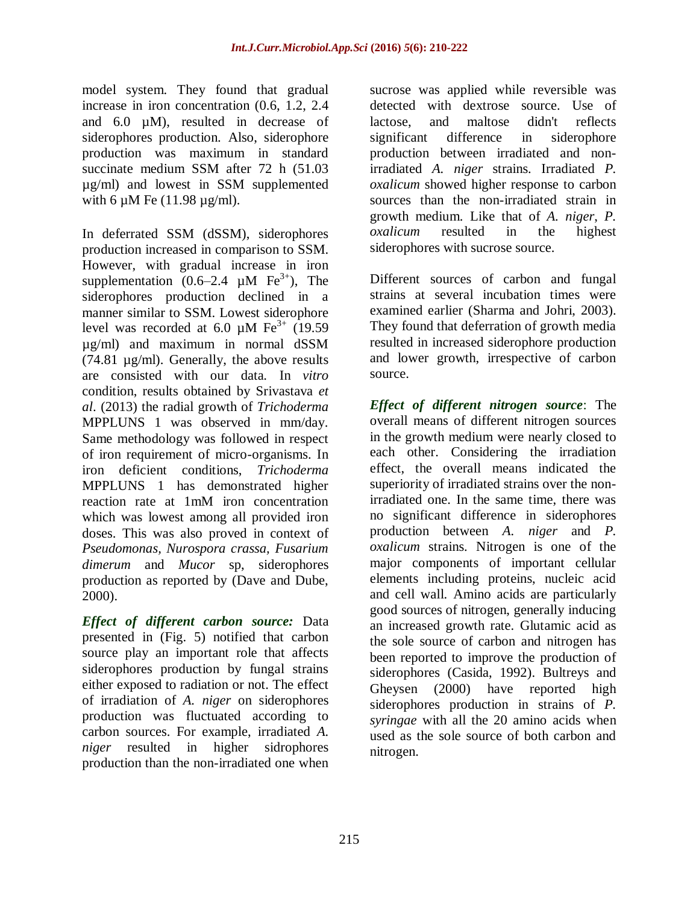model system. They found that gradual increase in iron concentration (0.6, 1.2, 2.4 and 6.0 µM), resulted in decrease of siderophores production. Also, siderophore production was maximum in standard succinate medium SSM after 72 h (51.03 µg/ml) and lowest in SSM supplemented with 6 µM Fe (11.98 µg/ml).

In deferrated SSM (dSSM), siderophores production increased in comparison to SSM. However, with gradual increase in iron supplementation (0.6–2.4 µM $Fe^{3+}$), The siderophores production declined in a manner similar to SSM. Lowest siderophore level was recorded at 6.0 µM $Fe^{3+}$ (19.59 µg/ml) and maximum in normal dSSM (74.81 µg/ml). Generally, the above results are consisted with our data. In *vitro* condition, results obtained by Srivastava *et al*. (2013) the radial growth of *Trichoderma* MPPLUNS 1 was observed in mm/day. Same methodology was followed in respect of iron requirement of micro-organisms. In iron deficient conditions, *Trichoderma* MPPLUNS 1 has demonstrated higher reaction rate at 1mM iron concentration which was lowest among all provided iron doses. This was also proved in context of *Pseudomonas, Nurospora crassa, Fusarium dimerum* and *Mucor* sp, siderophores production as reported by (Dave and Dube, 2000).

***Effect of different carbon source:*** Data presented in (Fig. 5) notified that carbon source play an important role that affects siderophores production by fungal strains either exposed to radiation or not. The effect of irradiation of *A. niger* on siderophores production was fluctuated according to carbon sources. For example, irradiated *A. niger* resulted in higher sidrophores production than the non-irradiated one when sucrose was applied while reversible was detected with dextrose source. Use of lactose, and maltose didn't reflects significant difference in siderophore production between irradiated and non-irradiated *A. niger* strains. Irradiated *P. oxalicum* showed higher response to carbon sources than the non-irradiated strain in growth medium. Like that of *A. niger*, *P. oxalicum* resulted in the highest siderophores with sucrose source.

Different sources of carbon and fungal strains at several incubation times were examined earlier (Sharma and Johri, 2003). They found that deferration of growth media resulted in increased siderophore production and lower growth, irrespective of carbon source.

***Effect of different nitrogen source***: The overall means of different nitrogen sources in the growth medium were nearly closed to each other. Considering the irradiation effect, the overall means indicated the superiority of irradiated strains over the non-irradiated one. In the same time, there was no significant difference in siderophores production between *A. niger* and *P. oxalicum* strains. Nitrogen is one of the major components of important cellular elements including proteins, nucleic acid and cell wall. Amino acids are particularly good sources of nitrogen, generally inducing an increased growth rate. Glutamic acid as the sole source of carbon and nitrogen has been reported to improve the production of siderophores (Casida, 1992). Bultreys and Gheysen (2000) have reported high siderophores production in strains of *P. syringae* with all the 20 amino acids when used as the sole source of both carbon and nitrogen.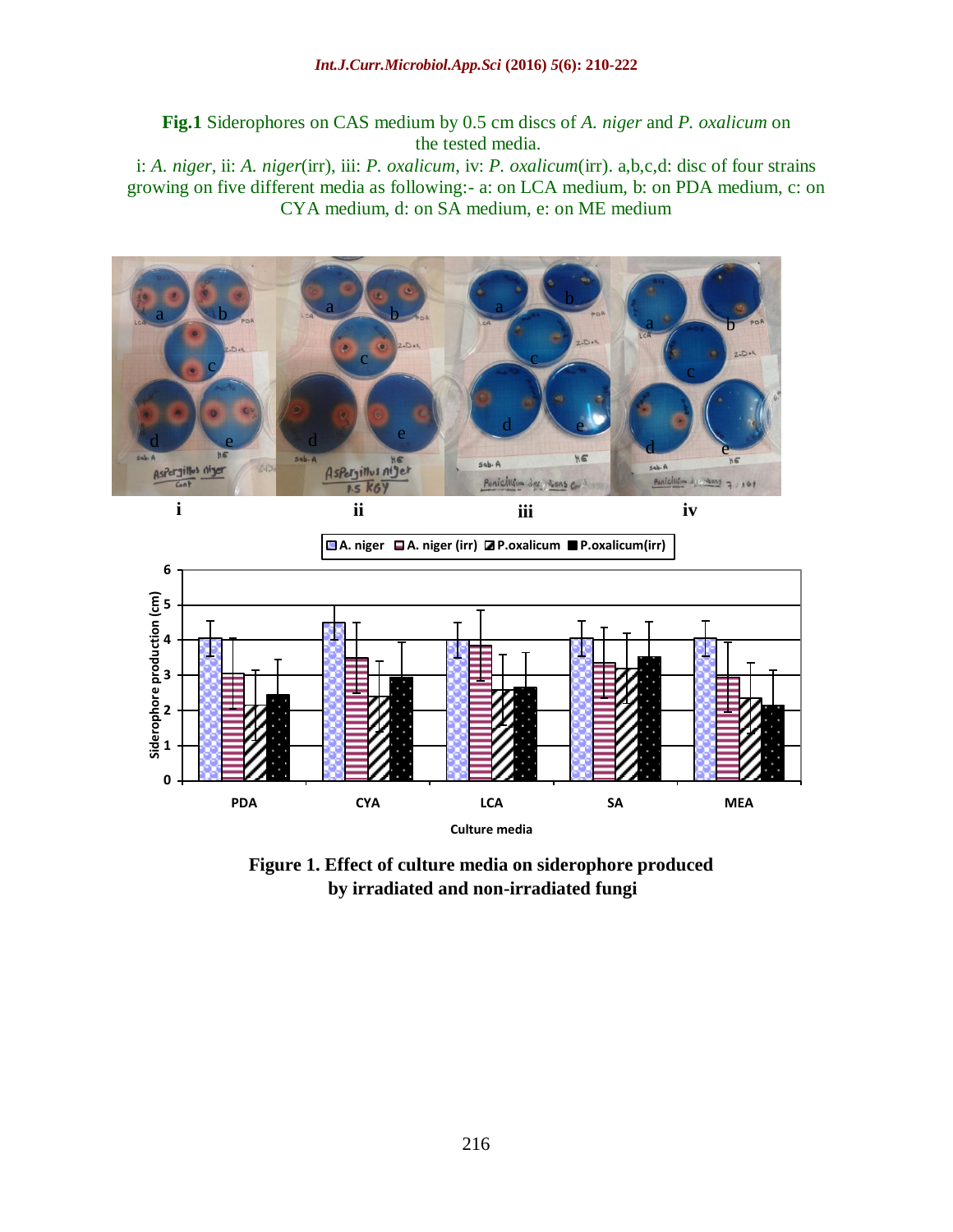**Fig.1** Siderophores on CAS medium by 0.5 cm discs of *A. niger* and *P. oxalicum* on the tested media.

i: *A. niger*, ii: *A. niger*(irr), iii: *P. oxalicum*, iv: *P. oxalicum*(irr). a,b,c,d: disc of four strains growing on five different media as following:- a: on LCA medium, b: on PDA medium, c: on CYA medium, d: on SA medium, e: on ME medium

**Figure 1. Effect of culture media on siderophore produced by irradiated and non-irradiated fungi**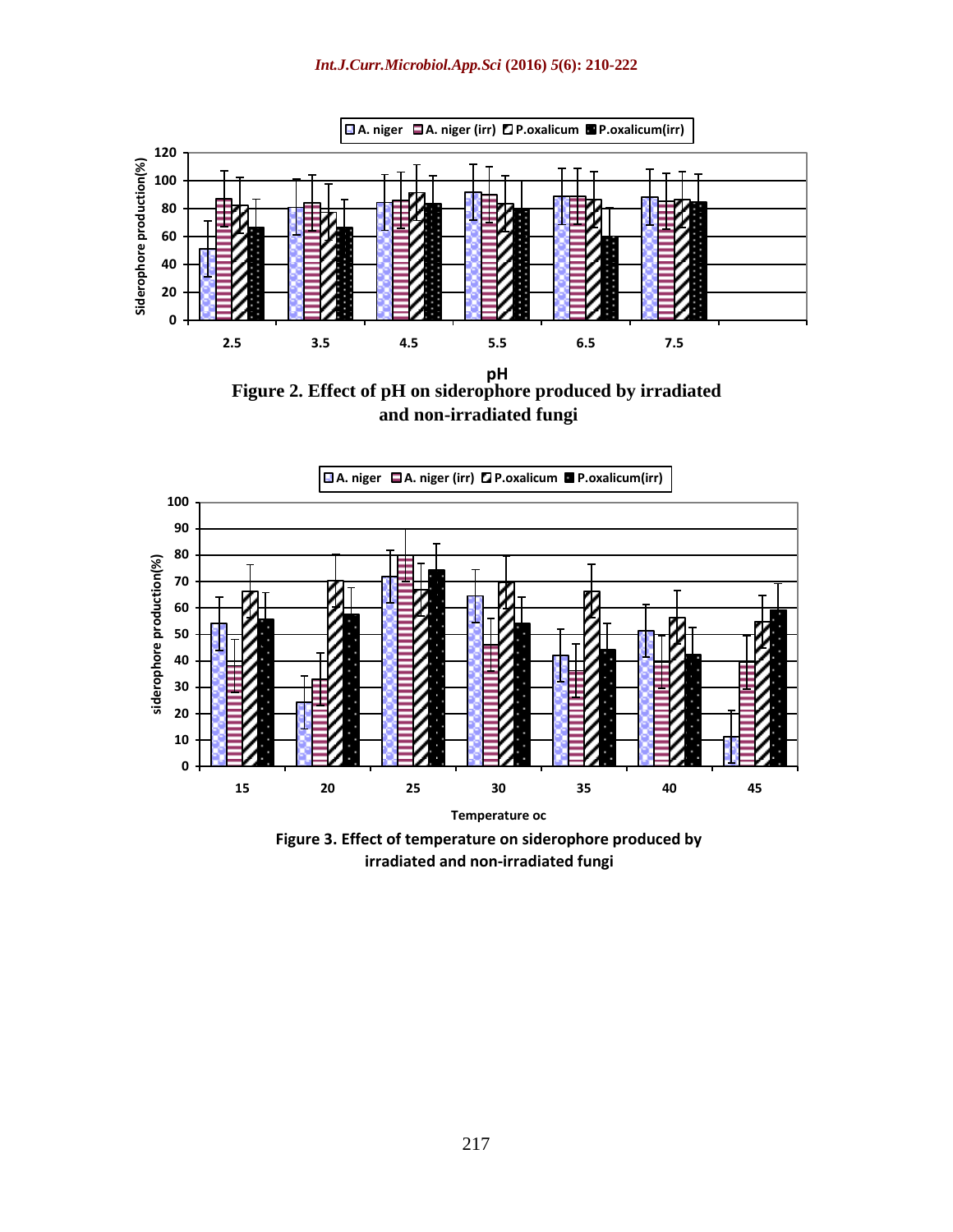Figure 2. Effect of pH on siderophore produced by irradiated and non-irradiated fungi

Figure 3. Effect of temperature on siderophore produced by irradiated and non-irradiated fungi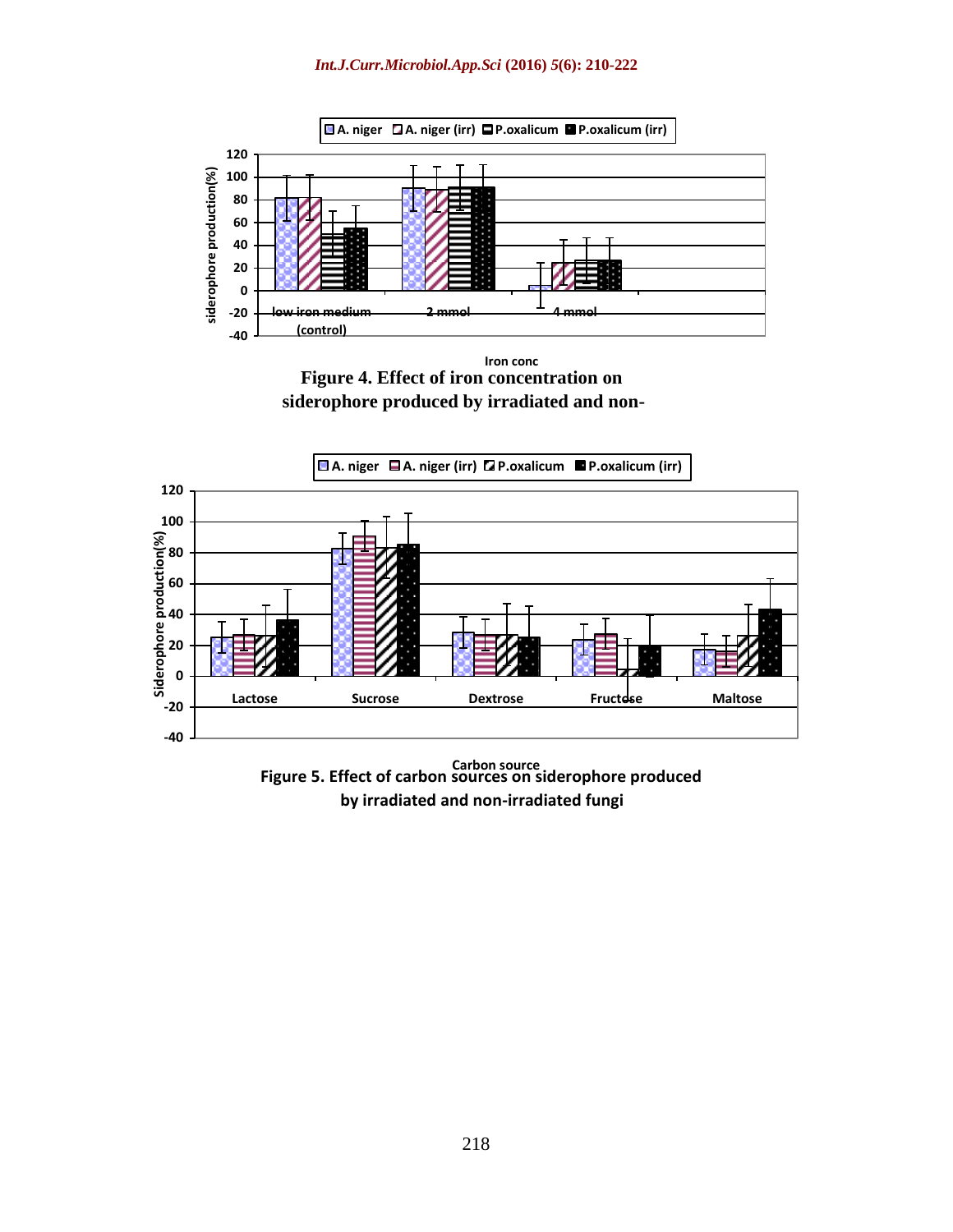**Figure 4.** Effect of iron concentration on siderophore produced by irradiated and non-

**Figure 5.** Effect of carbon sources on siderophore produced by irradiated and non-irradiated fungi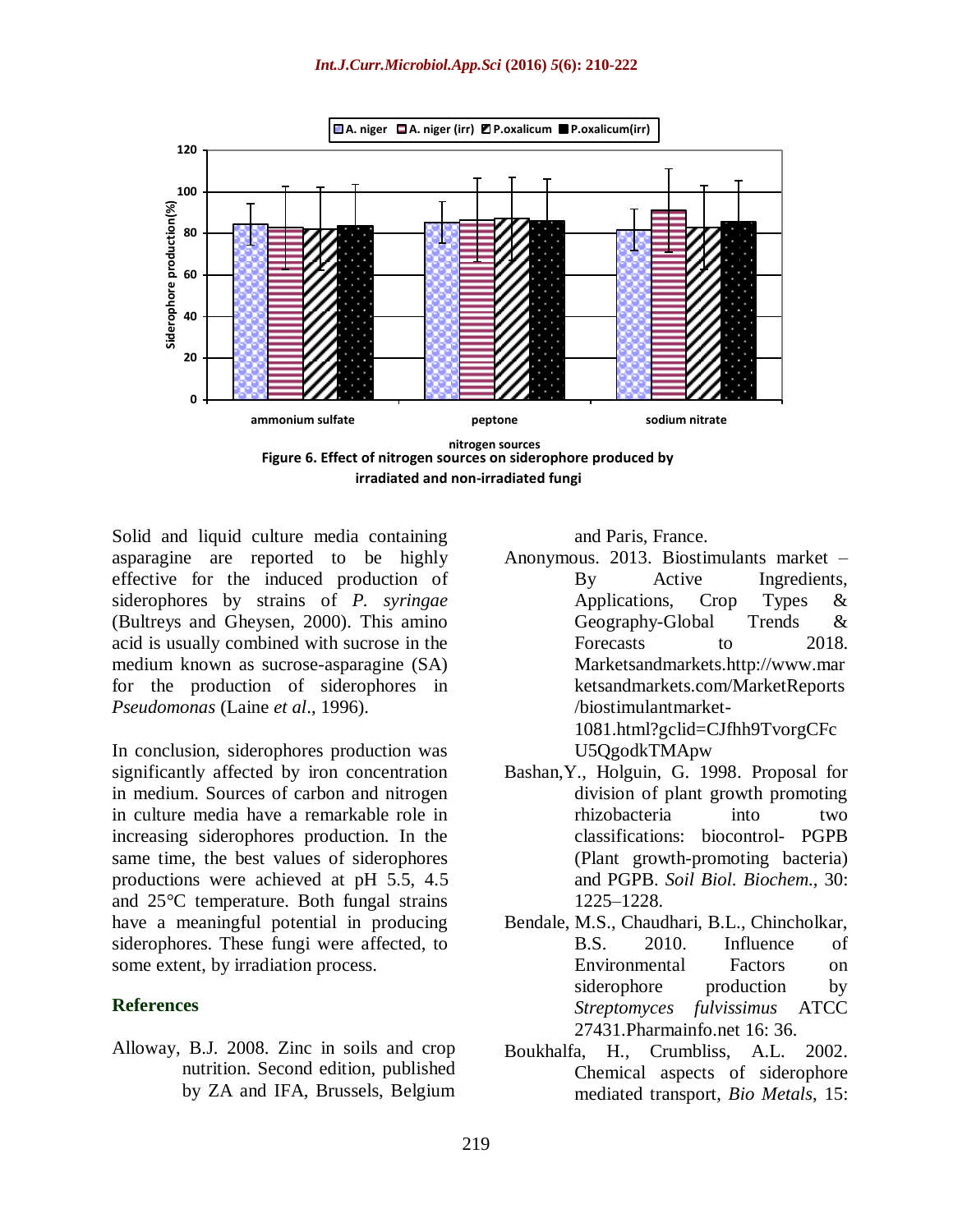Figure 6. Effect of nitrogen sources on siderophore produced by irradiated and non-irradiated fungi

Solid and liquid culture media containing asparagine are reported to be highly effective for the induced production of siderophores by strains of *P. syringae* (Bultreys and Gheysen, 2000). This amino acid is usually combined with sucrose in the medium known as sucrose-asparagine (SA) for the production of siderophores in *Pseudomonas* (Laine *et al*., 1996).

In conclusion, siderophores production was significantly affected by iron concentration in medium. Sources of carbon and nitrogen in culture media have a remarkable role in increasing siderophores production. In the same time, the best values of siderophores productions were achieved at pH 5.5, 4.5 and 25°C temperature. Both fungal strains have a meaningful potential in producing siderophores. These fungi were affected, to some extent, by irradiation process.

## References

Alloway, B.J. 2008. Zinc in soils and crop nutrition. Second edition, published by ZA and IFA, Brussels, Belgium and Paris, France.

Anonymous. 2013. Biostimulants market – By Active Ingredients, Applications, Crop Types & Geography-Global Trends & Forecasts to 2018. Marketsandmarkets.http://www.marketsandmarkets.com/MarketReports/biostimulantmarket-1081.html?gclid=CJfhh9TvorgCFcU5QgodkTMApw

Bashan,Y., Holguin, G. 1998. Proposal for division of plant growth promoting rhizobacteria into two classifications: biocontrol- PGPB (Plant growth-promoting bacteria) and PGPB. *Soil Biol. Biochem.,* 30: 1225–1228.

Bendale, M.S., Chaudhari, B.L., Chincholkar, B.S. 2010. Influence of Environmental Factors on siderophore production by *Streptomyces fulvissimus* ATCC 27431.Pharmainfo.net 16: 36.

Boukhalfa, H., Crumbliss, A.L. 2002. Chemical aspects of siderophore mediated transport, *Bio Metals*, 15: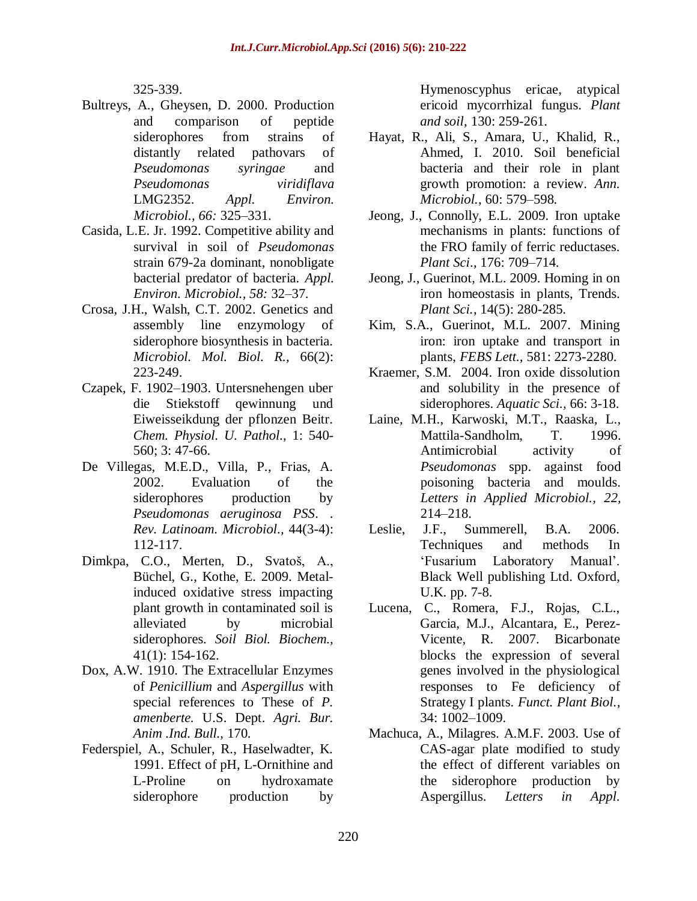325-339.

Bultreys, A., Gheysen, D. 2000. Production and comparison of peptide siderophores from strains of distantly related pathovars of *Pseudomonas syringae* and *Pseudomonas viridiflava* LMG2352. *Appl. Environ. Microbiol., 66:* 325–331.

Casida, L.E. Jr. 1992. Competitive ability and survival in soil of *Pseudomonas* strain 679-2a dominant, nonobligate bacterial predator of bacteria. *Appl. Environ. Microbiol., 58:* 32–37.

Crosa, J.H., Walsh, C.T. 2002. Genetics and assembly line enzymology of siderophore biosynthesis in bacteria. *Microbiol. Mol. Biol. R.,* 66(2): 223-249.

Czapek, F. 1902–1903. Untersnehengen uber die Stiekstoff qewinnung und Eiweisseikdung der pflonzen Beitr. *Chem. Physiol. U. Pathol.,* 1: 540-560; 3: 47-66.

De Villegas, M.E.D., Villa, P., Frias, A. 2002. Evaluation of the siderophores production by *Pseudomonas aeruginosa PSS*. . *Rev. Latinoam. Microbiol.,* 44(3-4): 112-117.

Dimkpa, C.O., Merten, D., Svatoš, A., Büchel, G., Kothe, E. 2009. Metal-induced oxidative stress impacting plant growth in contaminated soil is alleviated by microbial siderophores. *Soil Biol. Biochem.,* 41(1): 154-162.

Dox, A.W. 1910. The Extracellular Enzymes of *Penicillium* and *Aspergillus* with special references to These of *P. amenberte.* U.S. Dept. *Agri. Bur. Anim .Ind. Bull.,* 170.

Federspiel, A., Schuler, R., Haselwadter, K. 1991. Effect of pH, L-Ornithine and L-Proline on hydroxamate siderophore production by Hymenoscyphus ericae, atypical ericoid mycorrhizal fungus. *Plant and soil,* 130: 259-261.

Hayat, R., Ali, S., Amara, U., Khalid, R., Ahmed, I. 2010. Soil beneficial bacteria and their role in plant growth promotion: a review. *Ann. Microbiol.,* 60: 579–598.

Jeong, J., Connolly, E.L. 2009. Iron uptake mechanisms in plants: functions of the FRO family of ferric reductases. *Plant Sci*., 176: 709–714.

Jeong, J., Guerinot, M.L. 2009. Homing in on iron homeostasis in plants, Trends. *Plant Sci.,* 14(5): 280-285.

Kim, S.A., Guerinot, M.L. 2007. Mining iron: iron uptake and transport in plants, *FEBS Lett.,* 581: 2273-2280.

Kraemer, S.M. 2004. Iron oxide dissolution and solubility in the presence of siderophores. *Aquatic Sci.,* 66: 3-18.

Laine, M.H., Karwoski, M.T., Raaska, L., Mattila-Sandholm, T. 1996. Antimicrobial activity of *Pseudomonas* spp. against food poisoning bacteria and moulds. *Letters in Applied Microbiol., 22,* 214–218.

Leslie, J.F., Summerell, B.A. 2006. Techniques and methods In 'Fusarium Laboratory Manual'. Black Well publishing Ltd. Oxford, U.K. pp. 7-8.

Lucena, C., Romera, F.J., Rojas, C.L., Garcia, M.J., Alcantara, E., Perez-Vicente, R. 2007. Bicarbonate blocks the expression of several genes involved in the physiological responses to Fe deficiency of Strategy I plants. *Funct. Plant Biol.,* 34: 1002–1009.

Machuca, A., Milagres. A.M.F. 2003. Use of CAS-agar plate modified to study the effect of different variables on the siderophore production by Aspergillus. *Letters in Appl.*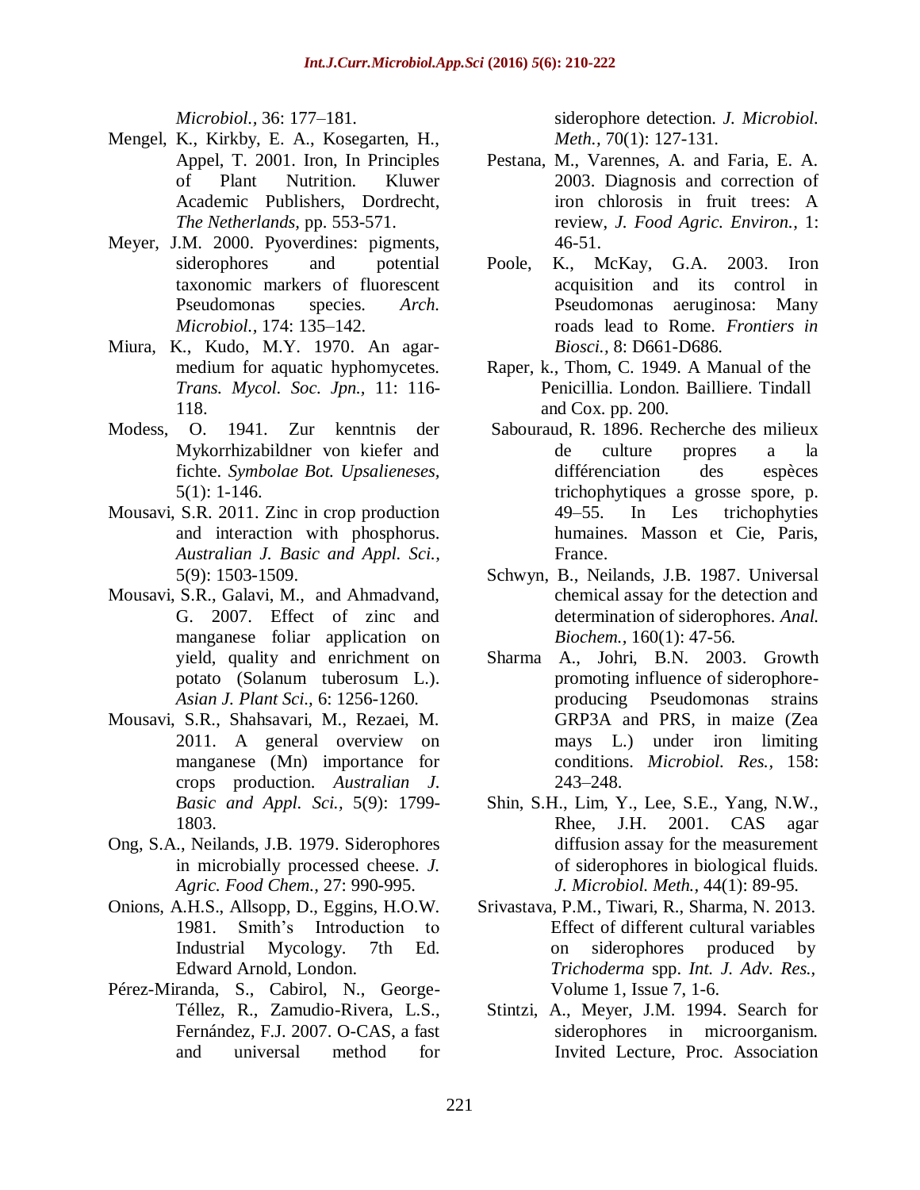*Microbiol.,* 36: 177–181.

Mengel, K., Kirkby, E. A., Kosegarten, H., Appel, T. 2001. Iron, In Principles of Plant Nutrition. Kluwer Academic Publishers, Dordrecht, *The Netherlands,* pp. 553-571.

Meyer, J.M. 2000. Pyoverdines: pigments, siderophores and potential taxonomic markers of fluorescent Pseudomonas species. *Arch. Microbiol.,* 174: 135–142.

Miura, K., Kudo, M.Y. 1970. An agar-medium for aquatic hyphomycetes. *Trans. Mycol. Soc. Jpn.,* 11: 116-118.

Modess, O. 1941. Zur kenntnis der Mykorrhizabildner von kiefer and fichte. *Symbolae Bot. Upsalieneses,* 5(1): 1-146.

Mousavi, S.R. 2011. Zinc in crop production and interaction with phosphorus. *Australian J. Basic and Appl. Sci.,* 5(9): 1503-1509.

Mousavi, S.R., Galavi, M., and Ahmadvand, G. 2007. Effect of zinc and manganese foliar application on yield, quality and enrichment on potato (Solanum tuberosum L.). *Asian J. Plant Sci.,* 6: 1256-1260.

Mousavi, S.R., Shahsavari, M., Rezaei, M. 2011. A general overview on manganese (Mn) importance for crops production. *Australian J. Basic and Appl. Sci.,* 5(9): 1799-1803.

Ong, S.A., Neilands, J.B. 1979. Siderophores in microbially processed cheese. *J. Agric. Food Chem.,* 27: 990-995.

Onions, A.H.S., Allsopp, D., Eggins, H.O.W. 1981. Smith's Introduction to Industrial Mycology. 7th Ed. Edward Arnold, London.

Pérez-Miranda, S., Cabirol, N., George-Téllez, R., Zamudio-Rivera, L.S., Fernández, F.J. 2007. O-CAS, a fast and universal method for siderophore detection. *J. Microbiol. Meth.,* 70(1): 127-131.

Pestana, M., Varennes, A. and Faria, E. A. 2003. Diagnosis and correction of iron chlorosis in fruit trees: A review, *J. Food Agric. Environ.,* 1: 46-51.

Poole, K., McKay, G.A. 2003. Iron acquisition and its control in Pseudomonas aeruginosa: Many roads lead to Rome. *Frontiers in Biosci.,* 8: D661-D686.

Raper, k., Thom, C. 1949. A Manual of the Penicillia. London. Bailliere. Tindall and Cox. pp. 200.

Sabouraud, R. 1896. Recherche des milieux de culture propres a la différenciation des espèces trichophytiques a grosse spore, p. 49–55. In Les trichophyties humaines. Masson et Cie, Paris, France.

Schwyn, B., Neilands, J.B. 1987. Universal chemical assay for the detection and determination of siderophores. *Anal. Biochem.,* 160(1): 47-56.

Sharma A., Johri, B.N. 2003. Growth promoting influence of siderophore-producing Pseudomonas strains GRP3A and PRS, in maize (Zea mays L.) under iron limiting conditions. *Microbiol. Res.,* 158: 243–248.

Shin, S.H., Lim, Y., Lee, S.E., Yang, N.W., Rhee, J.H. 2001. CAS agar diffusion assay for the measurement of siderophores in biological fluids. *J. Microbiol. Meth.,* 44(1): 89-95.

Srivastava, P.M., Tiwari, R., Sharma, N. 2013. Effect of different cultural variables on siderophores produced by *Trichoderma* spp. *Int. J. Adv. Res.,* Volume 1, Issue 7, 1-6.

Stintzi, A., Meyer, J.M. 1994. Search for siderophores in microorganism. Invited Lecture, Proc. Association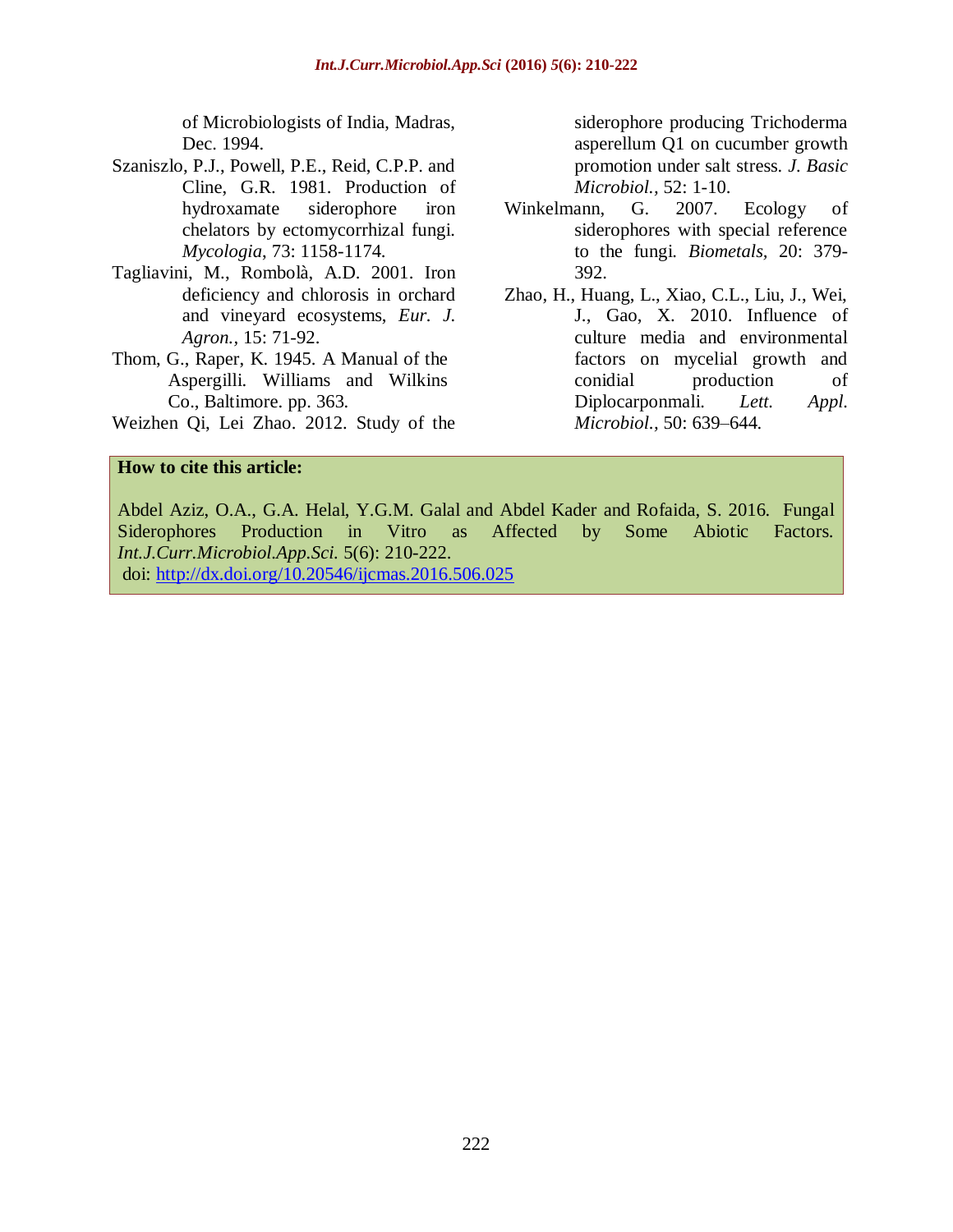of Microbiologists of India, Madras, Dec. 1994.

Szaniszlo, P.J., Powell, P.E., Reid, C.P.P. and Cline, G.R. 1981. Production of hydroxamate siderophore iron chelators by ectomycorrhizal fungi. *Mycologia*, 73: 1158-1174.

Tagliavini, M., Rombolà, A.D. 2001. Iron deficiency and chlorosis in orchard and vineyard ecosystems, *Eur. J. Agron.*, 15: 71-92.

Thom, G., Raper, K. 1945. A Manual of the Aspergilli. Williams and Wilkins Co., Baltimore. pp. 363.

Weizhen Qi, Lei Zhao. 2012. Study of the siderophore producing Trichoderma asperellum Q1 on cucumber growth promotion under salt stress. *J. Basic Microbiol.,* 52: 1-10.

Winkelmann, G. 2007. Ecology of siderophores with special reference to the fungi. *Biometals,* 20: 379-392.

Zhao, H., Huang, L., Xiao, C.L., Liu, J., Wei, J., Gao, X. 2010. Influence of culture media and environmental factors on mycelial growth and conidial production of Diplocarponmali. *Lett. Appl. Microbiol.,* 50: 639–644.

**How to cite this article:**

Abdel Aziz, O.A., G.A. Helal, Y.G.M. Galal and Abdel Kader and Rofaida, S. 2016. Fungal Siderophores Production in Vitro as Affected by Some Abiotic Factors. *Int.J.Curr.Microbiol.App.Sci.* 5(6): 210-222.
doi: http://dx.doi.org/10.20546/ijcmas.2016.506.025